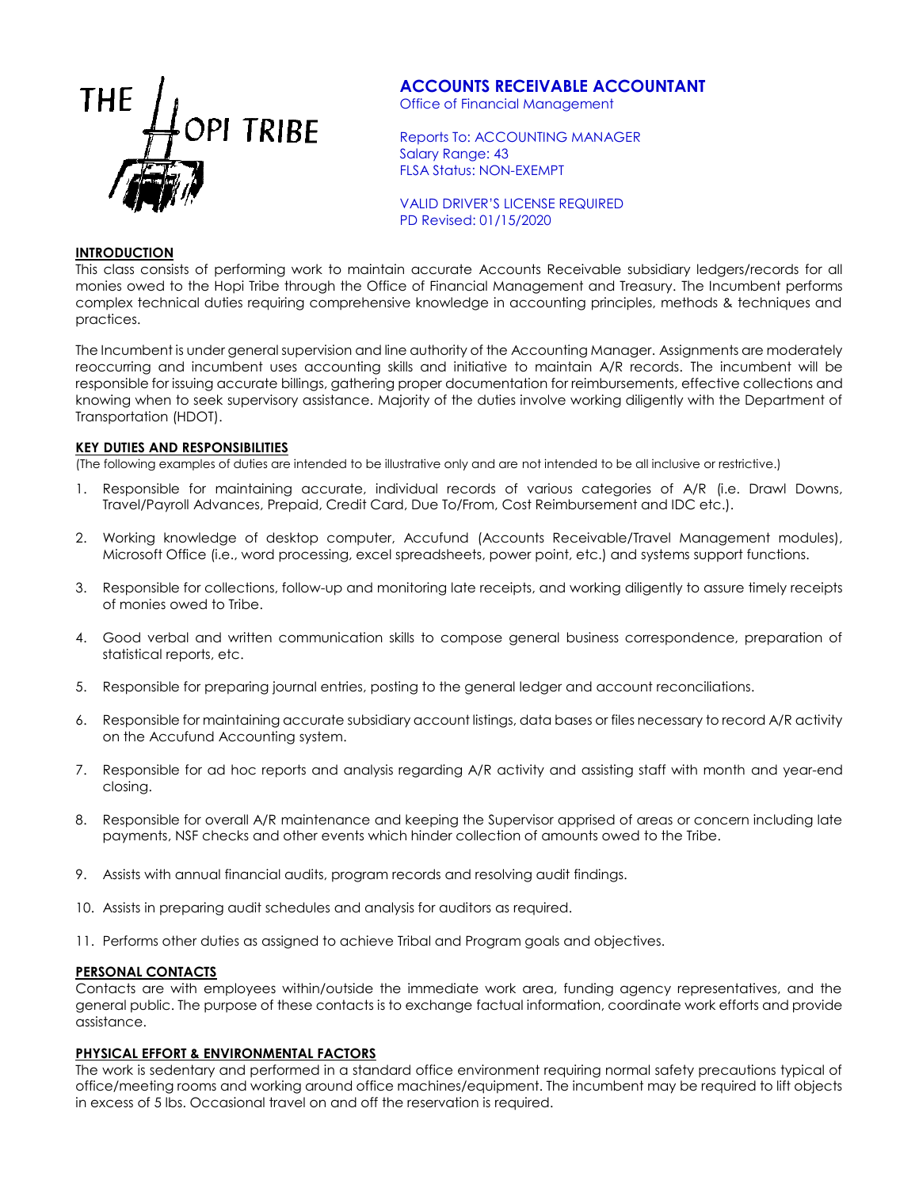THE HOPI TRIBE

# ACCOUNTS RECEIVABLE ACCOUNTANT

Office of Financial Management

Reports To: ACCOUNTING MANAGER
Salary Range: 43
FLSA Status: NON-EXEMPT

VALID DRIVER'S LICENSE REQUIRED
PD Revised: 01/15/2020

## INTRODUCTION

This class consists of performing work to maintain accurate Accounts Receivable subsidiary ledgers/records for all monies owed to the Hopi Tribe through the Office of Financial Management and Treasury. The Incumbent performs complex technical duties requiring comprehensive knowledge in accounting principles, methods & techniques and practices.

The Incumbent is under general supervision and line authority of the Accounting Manager. Assignments are moderately reoccurring and incumbent uses accounting skills and initiative to maintain A/R records. The incumbent will be responsible for issuing accurate billings, gathering proper documentation for reimbursements, effective collections and knowing when to seek supervisory assistance. Majority of the duties involve working diligently with the Department of Transportation (HDOT).

## KEY DUTIES AND RESPONSIBILITIES

(The following examples of duties are intended to be illustrative only and are not intended to be all inclusive or restrictive.)

1. Responsible for maintaining accurate, individual records of various categories of A/R (i.e. Drawl Downs, Travel/Payroll Advances, Prepaid, Credit Card, Due To/From, Cost Reimbursement and IDC etc.).
2. Working knowledge of desktop computer, Accufund (Accounts Receivable/Travel Management modules), Microsoft Office (i.e., word processing, excel spreadsheets, power point, etc.) and systems support functions.
3. Responsible for collections, follow-up and monitoring late receipts, and working diligently to assure timely receipts of monies owed to Tribe.
4. Good verbal and written communication skills to compose general business correspondence, preparation of statistical reports, etc.
5. Responsible for preparing journal entries, posting to the general ledger and account reconciliations.
6. Responsible for maintaining accurate subsidiary account listings, data bases or files necessary to record A/R activity on the Accufund Accounting system.
7. Responsible for ad hoc reports and analysis regarding A/R activity and assisting staff with month and year-end closing.
8. Responsible for overall A/R maintenance and keeping the Supervisor apprised of areas or concern including late payments, NSF checks and other events which hinder collection of amounts owed to the Tribe.
9. Assists with annual financial audits, program records and resolving audit findings.
10. Assists in preparing audit schedules and analysis for auditors as required.
11. Performs other duties as assigned to achieve Tribal and Program goals and objectives.

## PERSONAL CONTACTS

Contacts are with employees within/outside the immediate work area, funding agency representatives, and the general public. The purpose of these contacts is to exchange factual information, coordinate work efforts and provide assistance.

## PHYSICAL EFFORT & ENVIRONMENTAL FACTORS

The work is sedentary and performed in a standard office environment requiring normal safety precautions typical of office/meeting rooms and working around office machines/equipment. The incumbent may be required to lift objects in excess of 5 lbs. Occasional travel on and off the reservation is required.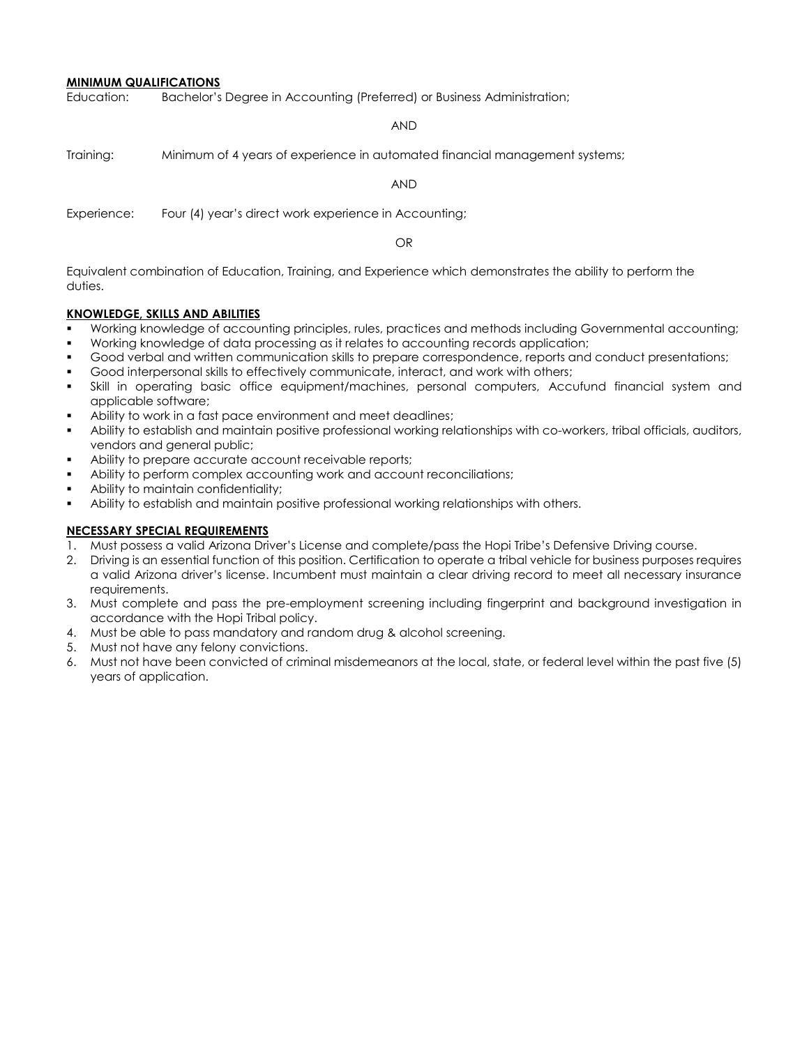**MINIMUM QUALIFICATIONS**

Education: Bachelor's Degree in Accounting (Preferred) or Business Administration;

AND

Training: Minimum of 4 years of experience in automated financial management systems;

AND

Experience: Four (4) year's direct work experience in Accounting;

OR

Equivalent combination of Education, Training, and Experience which demonstrates the ability to perform the duties.

**KNOWLEDGE, SKILLS AND ABILITIES**

- Working knowledge of accounting principles, rules, practices and methods including Governmental accounting;
- Working knowledge of data processing as it relates to accounting records application;
- Good verbal and written communication skills to prepare correspondence, reports and conduct presentations;
- Good interpersonal skills to effectively communicate, interact, and work with others;
- Skill in operating basic office equipment/machines, personal computers, Accufund financial system and applicable software;
- Ability to work in a fast pace environment and meet deadlines;
- Ability to establish and maintain positive professional working relationships with co-workers, tribal officials, auditors, vendors and general public;
- Ability to prepare accurate account receivable reports;
- Ability to perform complex accounting work and account reconciliations;
- Ability to maintain confidentiality;
- Ability to establish and maintain positive professional working relationships with others.

**NECESSARY SPECIAL REQUIREMENTS**

1. Must possess a valid Arizona Driver's License and complete/pass the Hopi Tribe's Defensive Driving course.
2. Driving is an essential function of this position. Certification to operate a tribal vehicle for business purposes requires a valid Arizona driver's license. Incumbent must maintain a clear driving record to meet all necessary insurance requirements.
3. Must complete and pass the pre-employment screening including fingerprint and background investigation in accordance with the Hopi Tribal policy.
4. Must be able to pass mandatory and random drug & alcohol screening.
5. Must not have any felony convictions.
6. Must not have been convicted of criminal misdemeanors at the local, state, or federal level within the past five (5) years of application.